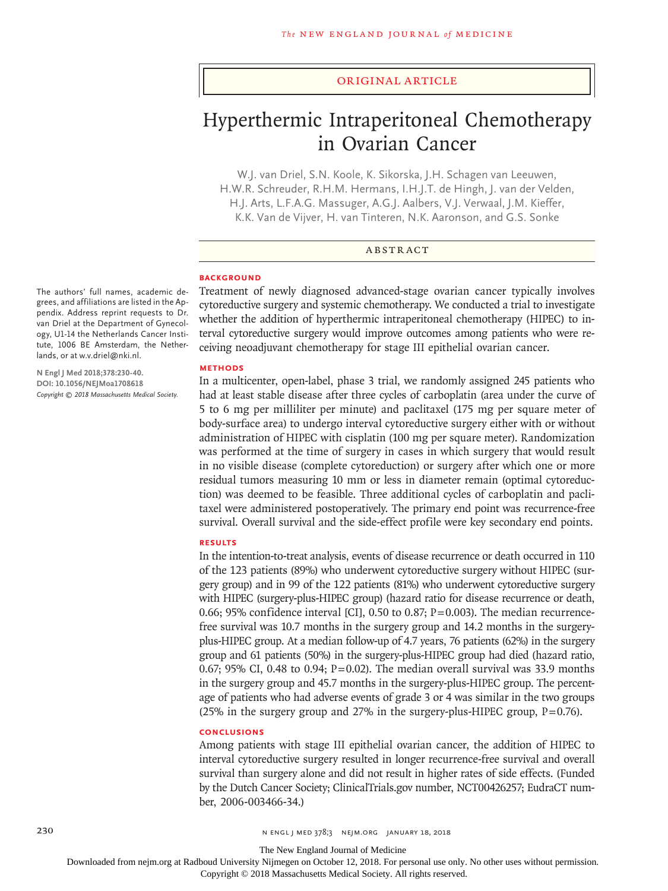Original Article

# Hyperthermic Intraperitoneal Chemotherapy in Ovarian Cancer

W.J. van Driel, S.N. Koole, K. Sikorska, J.H. Schagen van Leeuwen, H.W.R. Schreuder, R.H.M. Hermans, I.H.J.T. de Hingh, J. van der Velden, H.J. Arts, L.F.A.G. Massuger, A.G.J. Aalbers, V.J. Verwaal, J.M. Kieffer, K.K. Van de Vijver, H. van Tinteren, N.K. Aaronson, and G.S. Sonke

The authors' full names, academic degrees, and affiliations are listed in the Appendix. Address reprint requests to Dr. van Driel at the Department of Gynecology, U1-14 the Netherlands Cancer Institute, 1006 BE Amsterdam, the Netherlands, or at w.v.driel@nki.nl.

**N Engl J Med 2018;378:230-40.**
**DOI: 10.1056/NEJMoa1708618**
*Copyright © 2018 Massachusetts Medical Society.*

## Abstract

### Background

Treatment of newly diagnosed advanced-stage ovarian cancer typically involves cytoreductive surgery and systemic chemotherapy. We conducted a trial to investigate whether the addition of hyperthermic intraperitoneal chemotherapy (HIPEC) to interval cytoreductive surgery would improve outcomes among patients who were receiving neoadjuvant chemotherapy for stage III epithelial ovarian cancer.

### Methods

In a multicenter, open-label, phase 3 trial, we randomly assigned 245 patients who had at least stable disease after three cycles of carboplatin (area under the curve of 5 to 6 mg per milliliter per minute) and paclitaxel (175 mg per square meter of body-surface area) to undergo interval cytoreductive surgery either with or without administration of HIPEC with cisplatin (100 mg per square meter). Randomization was performed at the time of surgery in cases in which surgery that would result in no visible disease (complete cytoreduction) or surgery after which one or more residual tumors measuring 10 mm or less in diameter remain (optimal cytoreduction) was deemed to be feasible. Three additional cycles of carboplatin and paclitaxel were administered postoperatively. The primary end point was recurrence-free survival. Overall survival and the side-effect profile were key secondary end points.

### Results

In the intention-to-treat analysis, events of disease recurrence or death occurred in 110 of the 123 patients (89%) who underwent cytoreductive surgery without HIPEC (surgery group) and in 99 of the 122 patients (81%) who underwent cytoreductive surgery with HIPEC (surgery-plus-HIPEC group) (hazard ratio for disease recurrence or death, 0.66; 95% confidence interval [CI], 0.50 to 0.87; P=0.003). The median recurrence-free survival was 10.7 months in the surgery group and 14.2 months in the surgery-plus-HIPEC group. At a median follow-up of 4.7 years, 76 patients (62%) in the surgery group and 61 patients (50%) in the surgery-plus-HIPEC group had died (hazard ratio, 0.67; 95% CI, 0.48 to 0.94; P=0.02). The median overall survival was 33.9 months in the surgery group and 45.7 months in the surgery-plus-HIPEC group. The percentage of patients who had adverse events of grade 3 or 4 was similar in the two groups (25% in the surgery group and 27% in the surgery-plus-HIPEC group, P=0.76).

### Conclusions

Among patients with stage III epithelial ovarian cancer, the addition of HIPEC to interval cytoreductive surgery resulted in longer recurrence-free survival and overall survival than surgery alone and did not result in higher rates of side effects. (Funded by the Dutch Cancer Society; ClinicalTrials.gov number, NCT00426257; EudraCT number, 2006-003466-34.)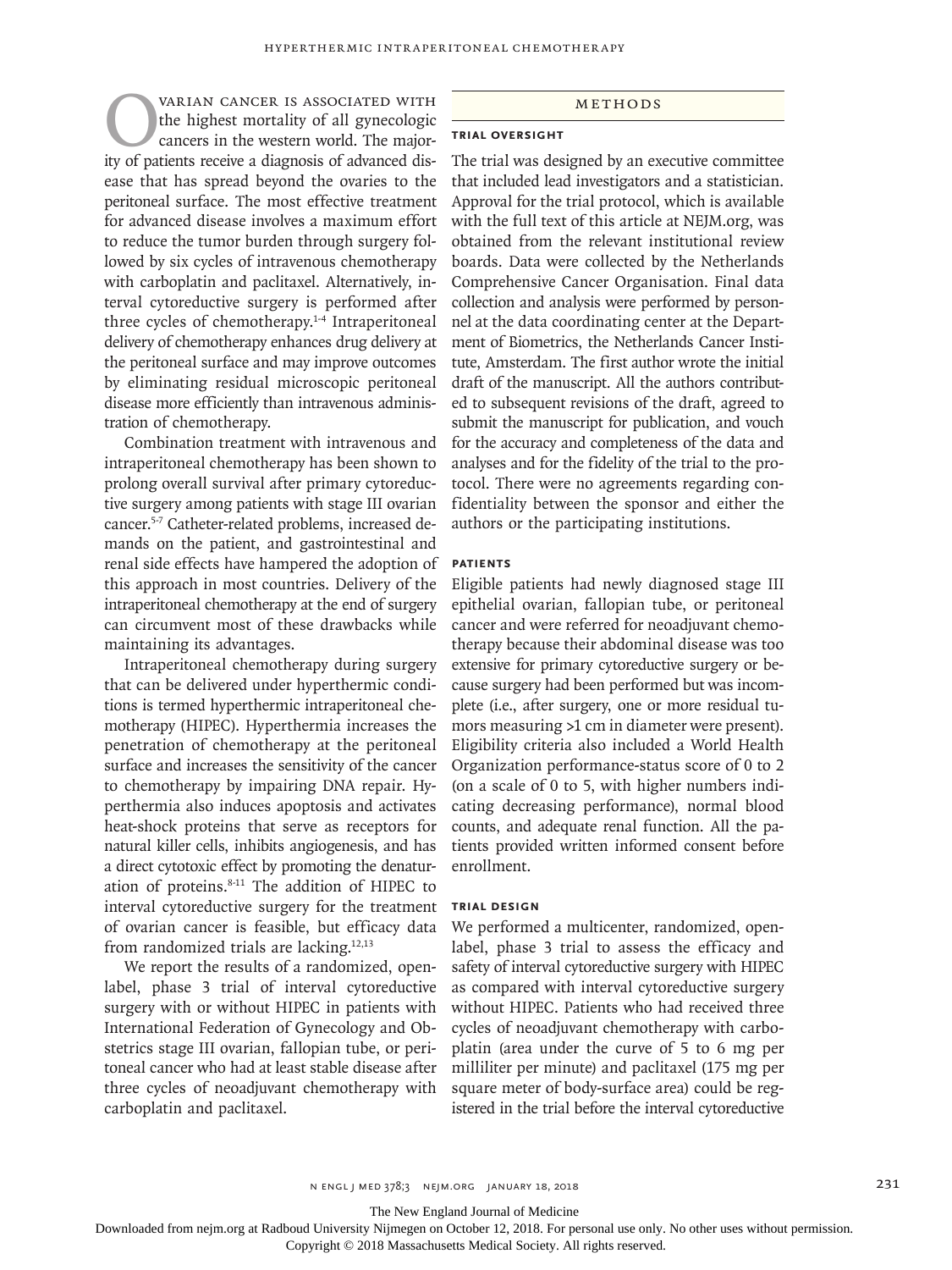Ovarian cancer is associated with the highest mortality of all gynecologic cancers in the western world. The majority of patients receive a diagnosis of advanced disease that has spread beyond the ovaries to the peritoneal surface. The most effective treatment for advanced disease involves a maximum effort to reduce the tumor burden through surgery followed by six cycles of intravenous chemotherapy with carboplatin and paclitaxel. Alternatively, interval cytoreductive surgery is performed after three cycles of chemotherapy.[1-4] Intraperitoneal delivery of chemotherapy enhances drug delivery at the peritoneal surface and may improve outcomes by eliminating residual microscopic peritoneal disease more efficiently than intravenous administration of chemotherapy.

Combination treatment with intravenous and intraperitoneal chemotherapy has been shown to prolong overall survival after primary cytoreductive surgery among patients with stage III ovarian cancer.[5-7] Catheter-related problems, increased demands on the patient, and gastrointestinal and renal side effects have hampered the adoption of this approach in most countries. Delivery of the intraperitoneal chemotherapy at the end of surgery can circumvent most of these drawbacks while maintaining its advantages.

Intraperitoneal chemotherapy during surgery that can be delivered under hyperthermic conditions is termed hyperthermic intraperitoneal chemotherapy (HIPEC). Hyperthermia increases the penetration of chemotherapy at the peritoneal surface and increases the sensitivity of the cancer to chemotherapy by impairing DNA repair. Hyperthermia also induces apoptosis and activates heat-shock proteins that serve as receptors for natural killer cells, inhibits angiogenesis, and has a direct cytotoxic effect by promoting the denaturation of proteins.[8-11] The addition of HIPEC to interval cytoreductive surgery for the treatment of ovarian cancer is feasible, but efficacy data from randomized trials are lacking.[12,13]

We report the results of a randomized, open-label, phase 3 trial of interval cytoreductive surgery with or without HIPEC in patients with International Federation of Gynecology and Obstetrics stage III ovarian, fallopian tube, or peritoneal cancer who had at least stable disease after three cycles of neoadjuvant chemotherapy with carboplatin and paclitaxel.

## Methods

### Trial Oversight

The trial was designed by an executive committee that included lead investigators and a statistician. Approval for the trial protocol, which is available with the full text of this article at NEJM.org, was obtained from the relevant institutional review boards. Data were collected by the Netherlands Comprehensive Cancer Organisation. Final data collection and analysis were performed by personnel at the data coordinating center at the Department of Biometrics, the Netherlands Cancer Institute, Amsterdam. The first author wrote the initial draft of the manuscript. All the authors contributed to subsequent revisions of the draft, agreed to submit the manuscript for publication, and vouch for the accuracy and completeness of the data and analyses and for the fidelity of the trial to the protocol. There were no agreements regarding confidentiality between the sponsor and either the authors or the participating institutions.

### Patients

Eligible patients had newly diagnosed stage III epithelial ovarian, fallopian tube, or peritoneal cancer and were referred for neoadjuvant chemotherapy because their abdominal disease was too extensive for primary cytoreductive surgery or because surgery had been performed but was incomplete (i.e., after surgery, one or more residual tumors measuring >1 cm in diameter were present). Eligibility criteria also included a World Health Organization performance-status score of 0 to 2 (on a scale of 0 to 5, with higher numbers indicating decreasing performance), normal blood counts, and adequate renal function. All the patients provided written informed consent before enrollment.

### Trial Design

We performed a multicenter, randomized, open-label, phase 3 trial to assess the efficacy and safety of interval cytoreductive surgery with HIPEC as compared with interval cytoreductive surgery without HIPEC. Patients who had received three cycles of neoadjuvant chemotherapy with carboplatin (area under the curve of 5 to 6 mg per milliliter per minute) and paclitaxel (175 mg per square meter of body-surface area) could be registered in the trial before the interval cytoreductive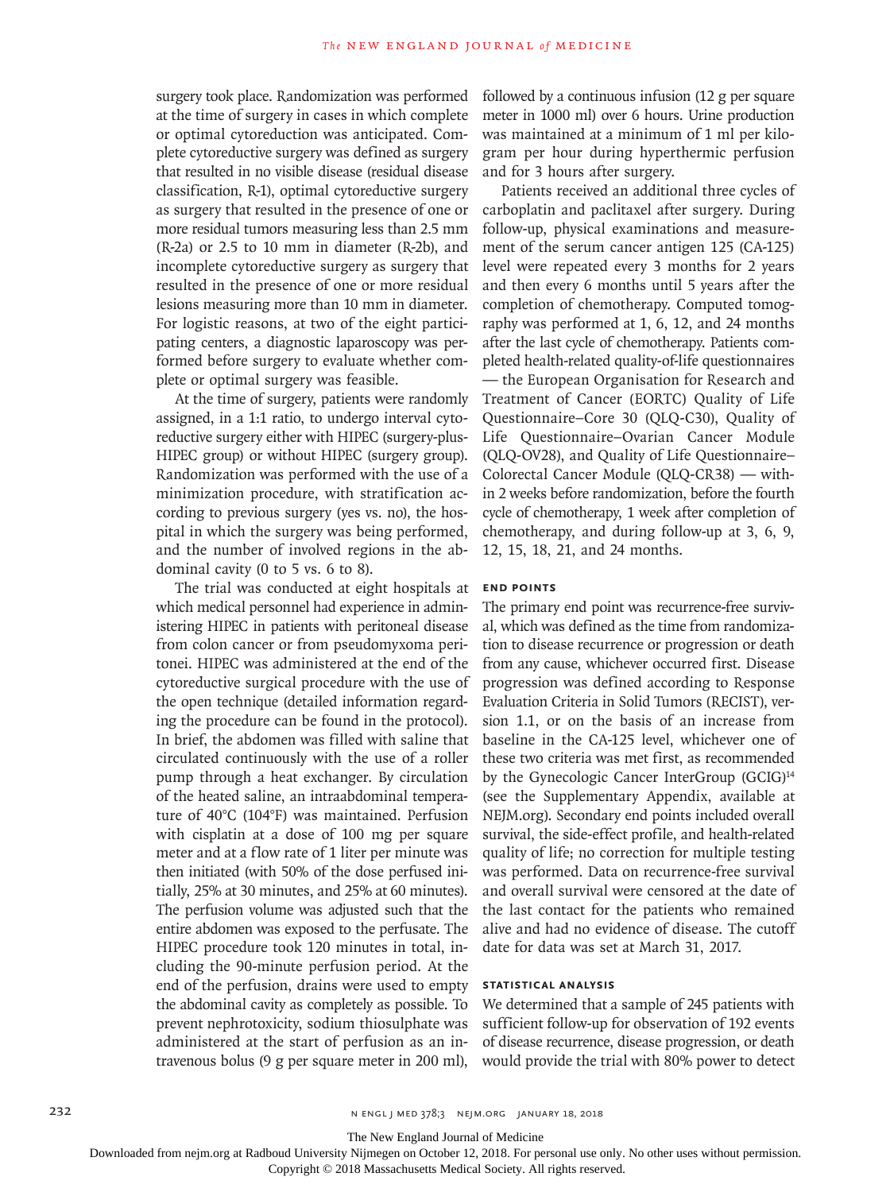surgery took place. Randomization was performed at the time of surgery in cases in which complete or optimal cytoreduction was anticipated. Complete cytoreductive surgery was defined as surgery that resulted in no visible disease (residual disease classification, R-1), optimal cytoreductive surgery as surgery that resulted in the presence of one or more residual tumors measuring less than 2.5 mm (R-2a) or 2.5 to 10 mm in diameter (R-2b), and incomplete cytoreductive surgery as surgery that resulted in the presence of one or more residual lesions measuring more than 10 mm in diameter. For logistic reasons, at two of the eight participating centers, a diagnostic laparoscopy was performed before surgery to evaluate whether complete or optimal surgery was feasible.

At the time of surgery, patients were randomly assigned, in a 1:1 ratio, to undergo interval cytoreductive surgery either with HIPEC (surgery-plus-HIPEC group) or without HIPEC (surgery group). Randomization was performed with the use of a minimization procedure, with stratification according to previous surgery (yes vs. no), the hospital in which the surgery was being performed, and the number of involved regions in the abdominal cavity (0 to 5 vs. 6 to 8).

The trial was conducted at eight hospitals at which medical personnel had experience in administering HIPEC in patients with peritoneal disease from colon cancer or from pseudomyxoma peritonei. HIPEC was administered at the end of the cytoreductive surgical procedure with the use of the open technique (detailed information regarding the procedure can be found in the protocol). In brief, the abdomen was filled with saline that circulated continuously with the use of a roller pump through a heat exchanger. By circulation of the heated saline, an intraabdominal temperature of 40°C (104°F) was maintained. Perfusion with cisplatin at a dose of 100 mg per square meter and at a flow rate of 1 liter per minute was then initiated (with 50% of the dose perfused initially, 25% at 30 minutes, and 25% at 60 minutes). The perfusion volume was adjusted such that the entire abdomen was exposed to the perfusate. The HIPEC procedure took 120 minutes in total, including the 90-minute perfusion period. At the end of the perfusion, drains were used to empty the abdominal cavity as completely as possible. To prevent nephrotoxicity, sodium thiosulphate was administered at the start of perfusion as an intravenous bolus (9 g per square meter in 200 ml), followed by a continuous infusion (12 g per square meter in 1000 ml) over 6 hours. Urine production was maintained at a minimum of 1 ml per kilogram per hour during hyperthermic perfusion and for 3 hours after surgery.

Patients received an additional three cycles of carboplatin and paclitaxel after surgery. During follow-up, physical examinations and measurement of the serum cancer antigen 125 (CA-125) level were repeated every 3 months for 2 years and then every 6 months until 5 years after the completion of chemotherapy. Computed tomography was performed at 1, 6, 12, and 24 months after the last cycle of chemotherapy. Patients completed health-related quality-of-life questionnaires — the European Organisation for Research and Treatment of Cancer (EORTC) Quality of Life Questionnaire–Core 30 (QLQ-C30), Quality of Life Questionnaire–Ovarian Cancer Module (QLQ-OV28), and Quality of Life Questionnaire–Colorectal Cancer Module (QLQ-CR38) — within 2 weeks before randomization, before the fourth cycle of chemotherapy, 1 week after completion of chemotherapy, and during follow-up at 3, 6, 9, 12, 15, 18, 21, and 24 months.

### END POINTS

The primary end point was recurrence-free survival, which was defined as the time from randomization to disease recurrence or progression or death from any cause, whichever occurred first. Disease progression was defined according to Response Evaluation Criteria in Solid Tumors (RECIST), version 1.1, or on the basis of an increase from baseline in the CA-125 level, whichever one of these two criteria was met first, as recommended by the Gynecologic Cancer InterGroup (GCIG)[14] (see the Supplementary Appendix, available at NEJM.org). Secondary end points included overall survival, the side-effect profile, and health-related quality of life; no correction for multiple testing was performed. Data on recurrence-free survival and overall survival were censored at the date of the last contact for the patients who remained alive and had no evidence of disease. The cutoff date for data was set at March 31, 2017.

### STATISTICAL ANALYSIS

We determined that a sample of 245 patients with sufficient follow-up for observation of 192 events of disease recurrence, disease progression, or death would provide the trial with 80% power to detect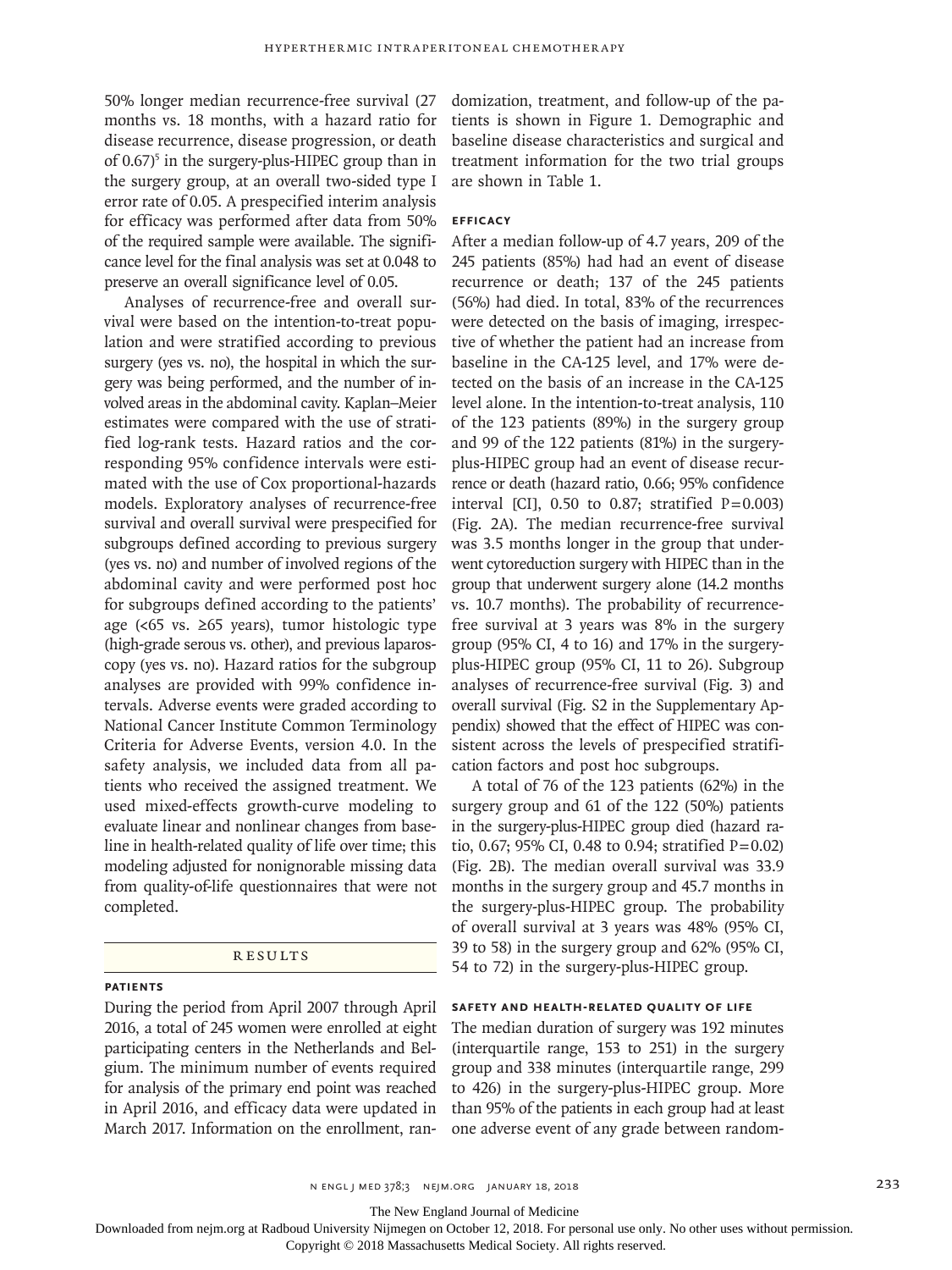50% longer median recurrence-free survival (27 months vs. 18 months, with a hazard ratio for disease recurrence, disease progression, or death of 0.67)[5] in the surgery-plus-HIPEC group than in the surgery group, at an overall two-sided type I error rate of 0.05. A prespecified interim analysis for efficacy was performed after data from 50% of the required sample were available. The significance level for the final analysis was set at 0.048 to preserve an overall significance level of 0.05.

Analyses of recurrence-free and overall survival were based on the intention-to-treat population and were stratified according to previous surgery (yes vs. no), the hospital in which the surgery was being performed, and the number of involved areas in the abdominal cavity. Kaplan–Meier estimates were compared with the use of stratified log-rank tests. Hazard ratios and the corresponding 95% confidence intervals were estimated with the use of Cox proportional-hazards models. Exploratory analyses of recurrence-free survival and overall survival were prespecified for subgroups defined according to previous surgery (yes vs. no) and number of involved regions of the abdominal cavity and were performed post hoc for subgroups defined according to the patients' age (<65 vs. ≥65 years), tumor histologic type (high-grade serous vs. other), and previous laparoscopy (yes vs. no). Hazard ratios for the subgroup analyses are provided with 99% confidence intervals. Adverse events were graded according to National Cancer Institute Common Terminology Criteria for Adverse Events, version 4.0. In the safety analysis, we included data from all patients who received the assigned treatment. We used mixed-effects growth-curve modeling to evaluate linear and nonlinear changes from baseline in health-related quality of life over time; this modeling adjusted for nonignorable missing data from quality-of-life questionnaires that were not completed.

## RESULTS

### PATIENTS

During the period from April 2007 through April 2016, a total of 245 women were enrolled at eight participating centers in the Netherlands and Belgium. The minimum number of events required for analysis of the primary end point was reached in April 2016, and efficacy data were updated in March 2017. Information on the enrollment, randomization, treatment, and follow-up of the patients is shown in Figure 1. Demographic and baseline disease characteristics and surgical and treatment information for the two trial groups are shown in Table 1.

### EFFICACY

After a median follow-up of 4.7 years, 209 of the 245 patients (85%) had had an event of disease recurrence or death; 137 of the 245 patients (56%) had died. In total, 83% of the recurrences were detected on the basis of imaging, irrespective of whether the patient had an increase from baseline in the CA-125 level, and 17% were detected on the basis of an increase in the CA-125 level alone. In the intention-to-treat analysis, 110 of the 123 patients (89%) in the surgery group and 99 of the 122 patients (81%) in the surgery-plus-HIPEC group had an event of disease recurrence or death (hazard ratio, 0.66; 95% confidence interval [CI], 0.50 to 0.87; stratified P=0.003) (Fig. 2A). The median recurrence-free survival was 3.5 months longer in the group that underwent cytoreduction surgery with HIPEC than in the group that underwent surgery alone (14.2 months vs. 10.7 months). The probability of recurrence-free survival at 3 years was 8% in the surgery group (95% CI, 4 to 16) and 17% in the surgery-plus-HIPEC group (95% CI, 11 to 26). Subgroup analyses of recurrence-free survival (Fig. 3) and overall survival (Fig. S2 in the Supplementary Appendix) showed that the effect of HIPEC was consistent across the levels of prespecified stratification factors and post hoc subgroups.

A total of 76 of the 123 patients (62%) in the surgery group and 61 of the 122 (50%) patients in the surgery-plus-HIPEC group died (hazard ratio, 0.67; 95% CI, 0.48 to 0.94; stratified P=0.02) (Fig. 2B). The median overall survival was 33.9 months in the surgery group and 45.7 months in the surgery-plus-HIPEC group. The probability of overall survival at 3 years was 48% (95% CI, 39 to 58) in the surgery group and 62% (95% CI, 54 to 72) in the surgery-plus-HIPEC group.

### SAFETY AND HEALTH-RELATED QUALITY OF LIFE

The median duration of surgery was 192 minutes (interquartile range, 153 to 251) in the surgery group and 338 minutes (interquartile range, 299 to 426) in the surgery-plus-HIPEC group. More than 95% of the patients in each group had at least one adverse event of any grade between random-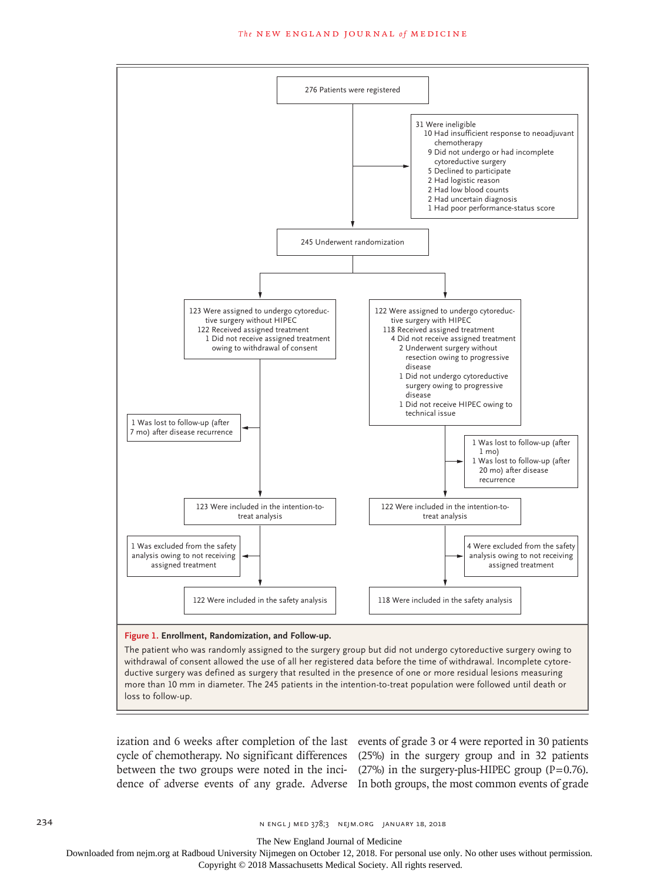276 Patients were registered

31 Were ineligible
- 10 Had insufficient response to neoadjuvant chemotherapy
- 9 Did not undergo or had incomplete cytoreductive surgery
- 5 Declined to participate
- 2 Had logistic reason
- 2 Had low blood counts
- 2 Had uncertain diagnosis
- 1 Had poor performance-status score

245 Underwent randomization

123 Were assigned to undergo cytoreductive surgery without HIPEC
- 122 Received assigned treatment
- 1 Did not receive assigned treatment owing to withdrawal of consent

122 Were assigned to undergo cytoreductive surgery with HIPEC
- 118 Received assigned treatment
- 4 Did not receive assigned treatment
  - 2 Underwent surgery without resection owing to progressive disease
  - 1 Did not undergo cytoreductive surgery owing to progressive disease
  - 1 Did not receive HIPEC owing to technical issue

1 Was lost to follow-up (after 7 mo) after disease recurrence

1 Was lost to follow-up (after 1 mo)
1 Was lost to follow-up (after 20 mo) after disease recurrence

123 Were included in the intention-to-treat analysis

122 Were included in the intention-to-treat analysis

1 Was excluded from the safety analysis owing to not receiving assigned treatment

4 Were excluded from the safety analysis owing to not receiving assigned treatment

122 Were included in the safety analysis

118 Were included in the safety analysis

**Figure 1. Enrollment, Randomization, and Follow-up.**

The patient who was randomly assigned to the surgery group but did not undergo cytoreductive surgery owing to withdrawal of consent allowed the use of all her registered data before the time of withdrawal. Incomplete cytoreductive surgery was defined as surgery that resulted in the presence of one or more residual lesions measuring more than 10 mm in diameter. The 245 patients in the intention-to-treat population were followed until death or loss to follow-up.

ization and 6 weeks after completion of the last cycle of chemotherapy. No significant differences between the two groups were noted in the incidence of adverse events of any grade. Adverse events of grade 3 or 4 were reported in 30 patients (25%) in the surgery group and in 32 patients (27%) in the surgery-plus-HIPEC group (P=0.76). In both groups, the most common events of grade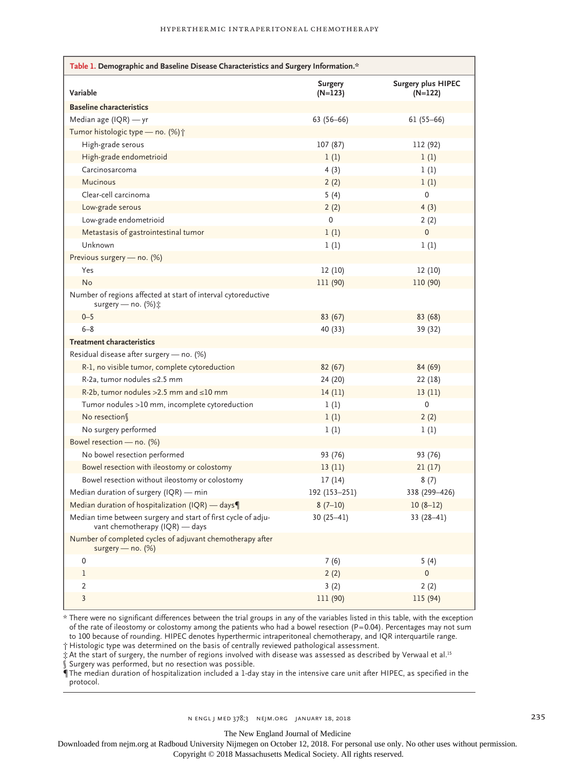**Table 1. Demographic and Baseline Disease Characteristics and Surgery Information.***

| Variable | Surgery (N=123) | Surgery plus HIPEC (N=122) |
|---|---|---|
| **Baseline characteristics** | | |
| Median age (IQR) — yr | 63 (56–66) | 61 (55–66) |
| Tumor histologic type — no. (%)† | | |
| High-grade serous | 107 (87) | 112 (92) |
| High-grade endometrioid | 1 (1) | 1 (1) |
| Carcinosarcoma | 4 (3) | 1 (1) |
| Mucinous | 2 (2) | 1 (1) |
| Clear-cell carcinoma | 5 (4) | 0 |
| Low-grade serous | 2 (2) | 4 (3) |
| Low-grade endometrioid | 0 | 2 (2) |
| Metastasis of gastrointestinal tumor | 1 (1) | 0 |
| Unknown | 1 (1) | 1 (1) |
| Previous surgery — no. (%) | | |
| Yes | 12 (10) | 12 (10) |
| No | 111 (90) | 110 (90) |
| Number of regions affected at start of interval cytoreductive surgery — no. (%)‡ | | |
| 0–5 | 83 (67) | 83 (68) |
| 6–8 | 40 (33) | 39 (32) |
| **Treatment characteristics** | | |
| Residual disease after surgery — no. (%) | | |
| R-1, no visible tumor, complete cytoreduction | 82 (67) | 84 (69) |
| R-2a, tumor nodules ≤2.5 mm | 24 (20) | 22 (18) |
| R-2b, tumor nodules >2.5 mm and ≤10 mm | 14 (11) | 13 (11) |
| Tumor nodules >10 mm, incomplete cytoreduction | 1 (1) | 0 |
| No resection§ | 1 (1) | 2 (2) |
| No surgery performed | 1 (1) | 1 (1) |
| Bowel resection — no. (%) | | |
| No bowel resection performed | 93 (76) | 93 (76) |
| Bowel resection with ileostomy or colostomy | 13 (11) | 21 (17) |
| Bowel resection without ileostomy or colostomy | 17 (14) | 8 (7) |
| Median duration of surgery (IQR) — min | 192 (153–251) | 338 (299–426) |
| Median duration of hospitalization (IQR) — days¶ | 8 (7–10) | 10 (8–12) |
| Median time between surgery and start of first cycle of adjuvant chemotherapy (IQR) — days | 30 (25–41) | 33 (28–41) |
| Number of completed cycles of adjuvant chemotherapy after surgery — no. (%) | | |
| 0 | 7 (6) | 5 (4) |
| 1 | 2 (2) | 0 |
| 2 | 3 (2) | 2 (2) |
| 3 | 111 (90) | 115 (94) |

\* There were no significant differences between the trial groups in any of the variables listed in this table, with the exception of the rate of ileostomy or colostomy among the patients who had a bowel resection (P=0.04). Percentages may not sum to 100 because of rounding. HIPEC denotes hyperthermic intraperitoneal chemotherapy, and IQR interquartile range.

† Histologic type was determined on the basis of centrally reviewed pathological assessment.

‡ At the start of surgery, the number of regions involved with disease was assessed as described by Verwaal et al.[15]

§ Surgery was performed, but no resection was possible.

¶ The median duration of hospitalization included a 1-day stay in the intensive care unit after HIPEC, as specified in the protocol.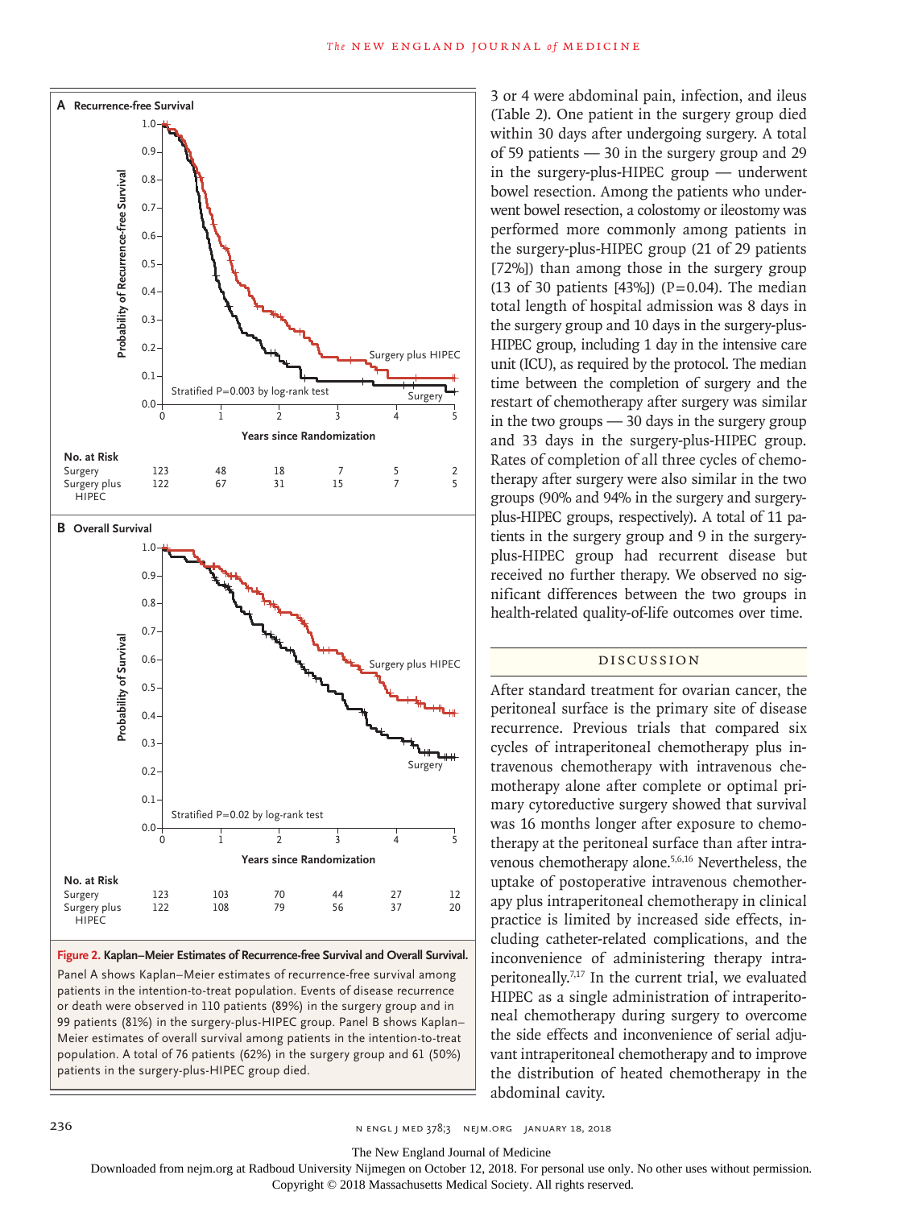**A Recurrence-free Survival**

Probability of Recurrence-free Survival

Stratified P=0.003 by log-rank test

Surgery plus HIPEC

Surgery

Years since Randomization

**No. at Risk**

| | 0 | 1 | 2 | 3 | 4 | 5 |
|---|---|---|---|---|---|---|
| Surgery | 123 | 48 | 18 | 7 | 5 | 2 |
| Surgery plus HIPEC | 122 | 67 | 31 | 15 | 7 | 5 |

**B Overall Survival**

Probability of Survival

Stratified P=0.02 by log-rank test

Surgery plus HIPEC

Surgery

Years since Randomization

**No. at Risk**

| | 0 | 1 | 2 | 3 | 4 | 5 |
|---|---|---|---|---|---|---|
| Surgery | 123 | 103 | 70 | 44 | 27 | 12 |
| Surgery plus HIPEC | 122 | 108 | 79 | 56 | 37 | 20 |

**Figure 2. Kaplan–Meier Estimates of Recurrence-free Survival and Overall Survival.**

Panel A shows Kaplan–Meier estimates of recurrence-free survival among patients in the intention-to-treat population. Events of disease recurrence or death were observed in 110 patients (89%) in the surgery group and in 99 patients (81%) in the surgery-plus-HIPEC group. Panel B shows Kaplan–Meier estimates of overall survival among patients in the intention-to-treat population. A total of 76 patients (62%) in the surgery group and 61 (50%) patients in the surgery-plus-HIPEC group died.

3 or 4 were abdominal pain, infection, and ileus (Table 2). One patient in the surgery group died within 30 days after undergoing surgery. A total of 59 patients — 30 in the surgery group and 29 in the surgery-plus-HIPEC group — underwent bowel resection. Among the patients who underwent bowel resection, a colostomy or ileostomy was performed more commonly among patients in the surgery-plus-HIPEC group (21 of 29 patients [72%]) than among those in the surgery group (13 of 30 patients [43%]) (P=0.04). The median total length of hospital admission was 8 days in the surgery group and 10 days in the surgery-plus-HIPEC group, including 1 day in the intensive care unit (ICU), as required by the protocol. The median time between the completion of surgery and the restart of chemotherapy after surgery was similar in the two groups — 30 days in the surgery group and 33 days in the surgery-plus-HIPEC group. Rates of completion of all three cycles of chemotherapy after surgery were also similar in the two groups (90% and 94% in the surgery and surgery-plus-HIPEC groups, respectively). A total of 11 patients in the surgery group and 9 in the surgery-plus-HIPEC group had recurrent disease but received no further therapy. We observed no significant differences between the two groups in health-related quality-of-life outcomes over time.

## Discussion

After standard treatment for ovarian cancer, the peritoneal surface is the primary site of disease recurrence. Previous trials that compared six cycles of intraperitoneal chemotherapy plus intravenous chemotherapy with intravenous chemotherapy alone after complete or optimal primary cytoreductive surgery showed that survival was 16 months longer after exposure to chemotherapy at the peritoneal surface than after intravenous chemotherapy alone.[5,6,16] Nevertheless, the uptake of postoperative intravenous chemotherapy plus intraperitoneal chemotherapy in clinical practice is limited by increased side effects, including catheter-related complications, and the inconvenience of administering therapy intraperitoneally.[7,17] In the current trial, we evaluated HIPEC as a single administration of intraperitoneal chemotherapy during surgery to overcome the side effects and inconvenience of serial adjuvant intraperitoneal chemotherapy and to improve the distribution of heated chemotherapy in the abdominal cavity.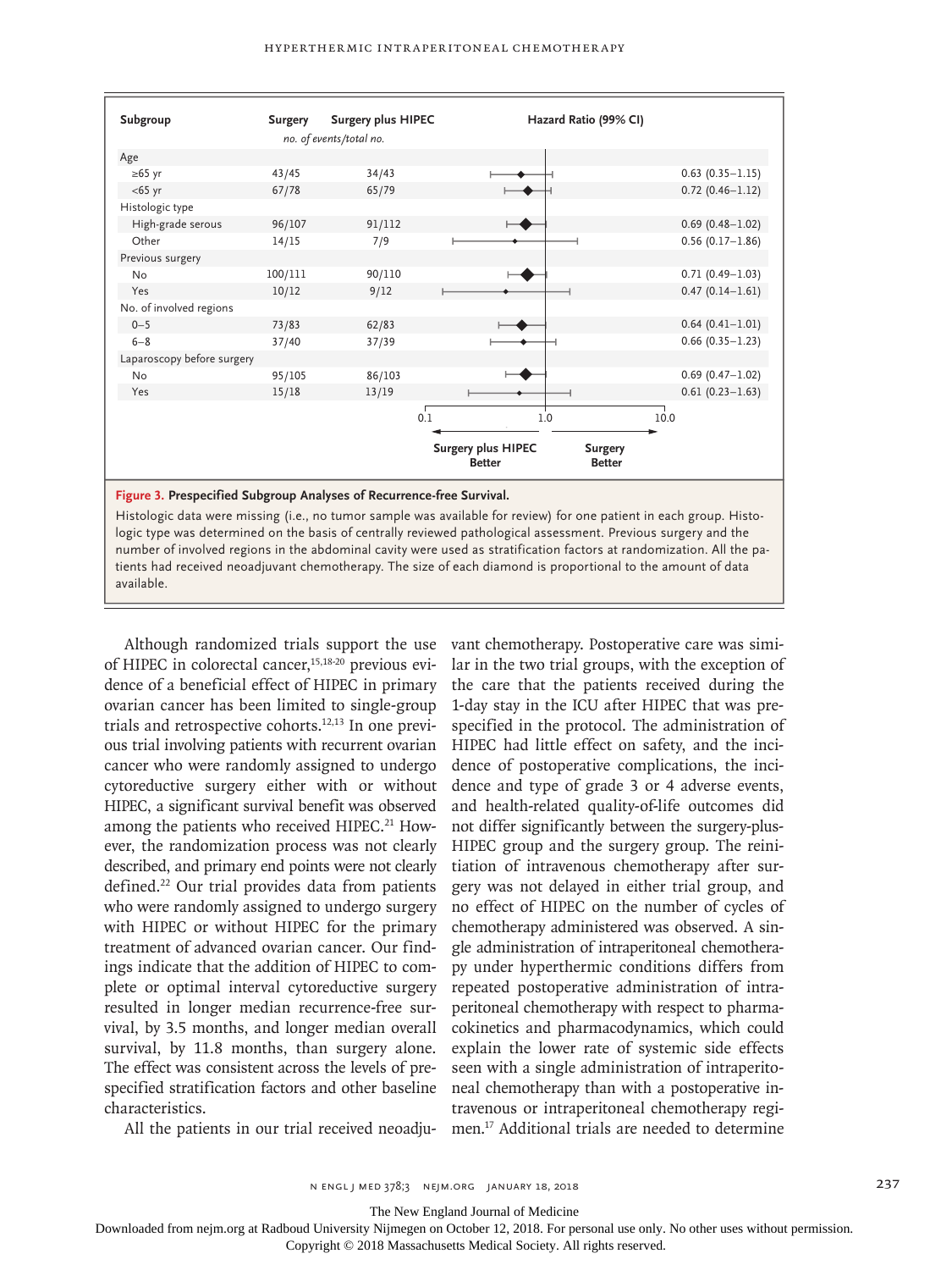| Subgroup | Surgery | Surgery plus HIPEC | Hazard Ratio (99% CI) |
|---|---|---|---|
| | *no. of events/total no.* | | |
| Age | | | |
| ≥65 yr | 43/45 | 34/43 | 0.63 (0.35–1.15) |
| <65 yr | 67/78 | 65/79 | 0.72 (0.46–1.12) |
| Histologic type | | | |
| High-grade serous | 96/107 | 91/112 | 0.69 (0.48–1.02) |
| Other | 14/15 | 7/9 | 0.56 (0.17–1.86) |
| Previous surgery | | | |
| No | 100/111 | 90/110 | 0.71 (0.49–1.03) |
| Yes | 10/12 | 9/12 | 0.47 (0.14–1.61) |
| No. of involved regions | | | |
| 0–5 | 73/83 | 62/83 | 0.64 (0.41–1.01) |
| 6–8 | 37/40 | 37/39 | 0.66 (0.35–1.23) |
| Laparoscopy before surgery | | | |
| No | 95/105 | 86/103 | 0.69 (0.47–1.02) |
| Yes | 15/18 | 13/19 | 0.61 (0.23–1.63) |

0.1 — 1.0 — 10.0

Surgery plus HIPEC Better ← → Surgery Better

**Figure 3. Prespecified Subgroup Analyses of Recurrence-free Survival.**

Histologic data were missing (i.e., no tumor sample was available for review) for one patient in each group. Histologic type was determined on the basis of centrally reviewed pathological assessment. Previous surgery and the number of involved regions in the abdominal cavity were used as stratification factors at randomization. All the patients had received neoadjuvant chemotherapy. The size of each diamond is proportional to the amount of data available.

Although randomized trials support the use of HIPEC in colorectal cancer,[15,18-20] previous evidence of a beneficial effect of HIPEC in primary ovarian cancer has been limited to single-group trials and retrospective cohorts.[12,13] In one previous trial involving patients with recurrent ovarian cancer who were randomly assigned to undergo cytoreductive surgery either with or without HIPEC, a significant survival benefit was observed among the patients who received HIPEC.[21] However, the randomization process was not clearly described, and primary end points were not clearly defined.[22] Our trial provides data from patients who were randomly assigned to undergo surgery with HIPEC or without HIPEC for the primary treatment of advanced ovarian cancer. Our findings indicate that the addition of HIPEC to complete or optimal interval cytoreductive surgery resulted in longer median recurrence-free survival, by 3.5 months, and longer median overall survival, by 11.8 months, than surgery alone. The effect was consistent across the levels of prespecified stratification factors and other baseline characteristics.

All the patients in our trial received neoadjuvant chemotherapy. Postoperative care was similar in the two trial groups, with the exception of the care that the patients received during the 1-day stay in the ICU after HIPEC that was prespecified in the protocol. The administration of HIPEC had little effect on safety, and the incidence of postoperative complications, the incidence and type of grade 3 or 4 adverse events, and health-related quality-of-life outcomes did not differ significantly between the surgery-plus-HIPEC group and the surgery group. The reinitiation of intravenous chemotherapy after surgery was not delayed in either trial group, and no effect of HIPEC on the number of cycles of chemotherapy administered was observed. A single administration of intraperitoneal chemotherapy under hyperthermic conditions differs from repeated postoperative administration of intraperitoneal chemotherapy with respect to pharmacokinetics and pharmacodynamics, which could explain the lower rate of systemic side effects seen with a single administration of intraperitoneal chemotherapy than with a postoperative intravenous or intraperitoneal chemotherapy regimen.[17] Additional trials are needed to determine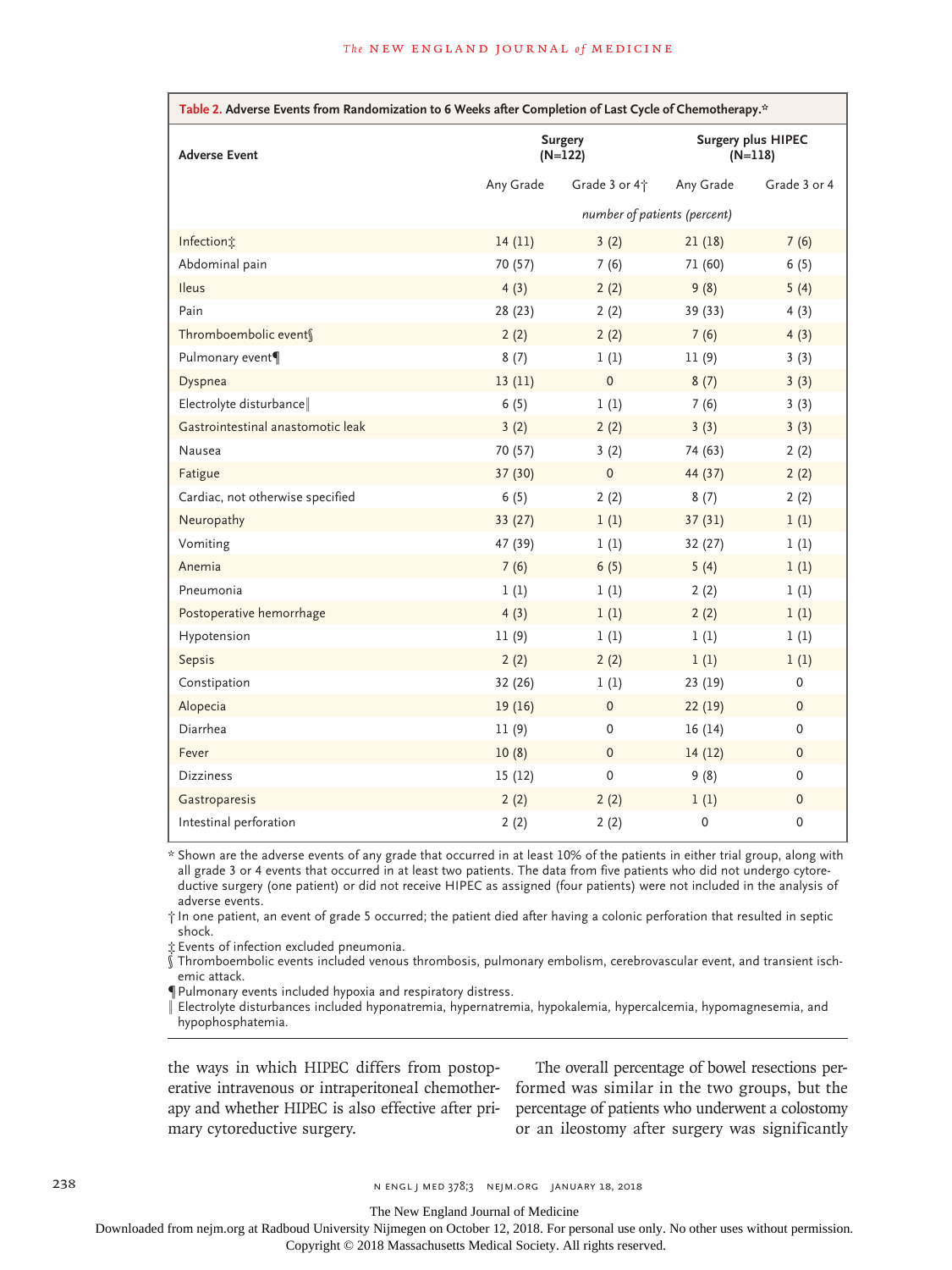**Table 2. Adverse Events from Randomization to 6 Weeks after Completion of Last Cycle of Chemotherapy.***

| Adverse Event | Surgery (N=122) | | Surgery plus HIPEC (N=118) | |
|---|---|---|---|---|
| | Any Grade | Grade 3 or 4† | Any Grade | Grade 3 or 4 |
| | *number of patients (percent)* | | | |
| Infection‡ | 14 (11) | 3 (2) | 21 (18) | 7 (6) |
| Abdominal pain | 70 (57) | 7 (6) | 71 (60) | 6 (5) |
| Ileus | 4 (3) | 2 (2) | 9 (8) | 5 (4) |
| Pain | 28 (23) | 2 (2) | 39 (33) | 4 (3) |
| Thromboembolic event§ | 2 (2) | 2 (2) | 7 (6) | 4 (3) |
| Pulmonary event¶ | 8 (7) | 1 (1) | 11 (9) | 3 (3) |
| Dyspnea | 13 (11) | 0 | 8 (7) | 3 (3) |
| Electrolyte disturbance‖ | 6 (5) | 1 (1) | 7 (6) | 3 (3) |
| Gastrointestinal anastomotic leak | 3 (2) | 2 (2) | 3 (3) | 3 (3) |
| Nausea | 70 (57) | 3 (2) | 74 (63) | 2 (2) |
| Fatigue | 37 (30) | 0 | 44 (37) | 2 (2) |
| Cardiac, not otherwise specified | 6 (5) | 2 (2) | 8 (7) | 2 (2) |
| Neuropathy | 33 (27) | 1 (1) | 37 (31) | 1 (1) |
| Vomiting | 47 (39) | 1 (1) | 32 (27) | 1 (1) |
| Anemia | 7 (6) | 6 (5) | 5 (4) | 1 (1) |
| Pneumonia | 1 (1) | 1 (1) | 2 (2) | 1 (1) |
| Postoperative hemorrhage | 4 (3) | 1 (1) | 2 (2) | 1 (1) |
| Hypotension | 11 (9) | 1 (1) | 1 (1) | 1 (1) |
| Sepsis | 2 (2) | 2 (2) | 1 (1) | 1 (1) |
| Constipation | 32 (26) | 1 (1) | 23 (19) | 0 |
| Alopecia | 19 (16) | 0 | 22 (19) | 0 |
| Diarrhea | 11 (9) | 0 | 16 (14) | 0 |
| Fever | 10 (8) | 0 | 14 (12) | 0 |
| Dizziness | 15 (12) | 0 | 9 (8) | 0 |
| Gastroparesis | 2 (2) | 2 (2) | 1 (1) | 0 |
| Intestinal perforation | 2 (2) | 2 (2) | 0 | 0 |

\* Shown are the adverse events of any grade that occurred in at least 10% of the patients in either trial group, along with all grade 3 or 4 events that occurred in at least two patients. The data from five patients who did not undergo cytoreductive surgery (one patient) or did not receive HIPEC as assigned (four patients) were not included in the analysis of adverse events.

† In one patient, an event of grade 5 occurred; the patient died after having a colonic perforation that resulted in septic shock.

‡ Events of infection excluded pneumonia.

§ Thromboembolic events included venous thrombosis, pulmonary embolism, cerebrovascular event, and transient ischemic attack.

¶ Pulmonary events included hypoxia and respiratory distress.

‖ Electrolyte disturbances included hyponatremia, hypernatremia, hypokalemia, hypercalcemia, hypomagnesemia, and hypophosphatemia.

the ways in which HIPEC differs from postoperative intravenous or intraperitoneal chemotherapy and whether HIPEC is also effective after primary cytoreductive surgery.

The overall percentage of bowel resections performed was similar in the two groups, but the percentage of patients who underwent a colostomy or an ileostomy after surgery was significantly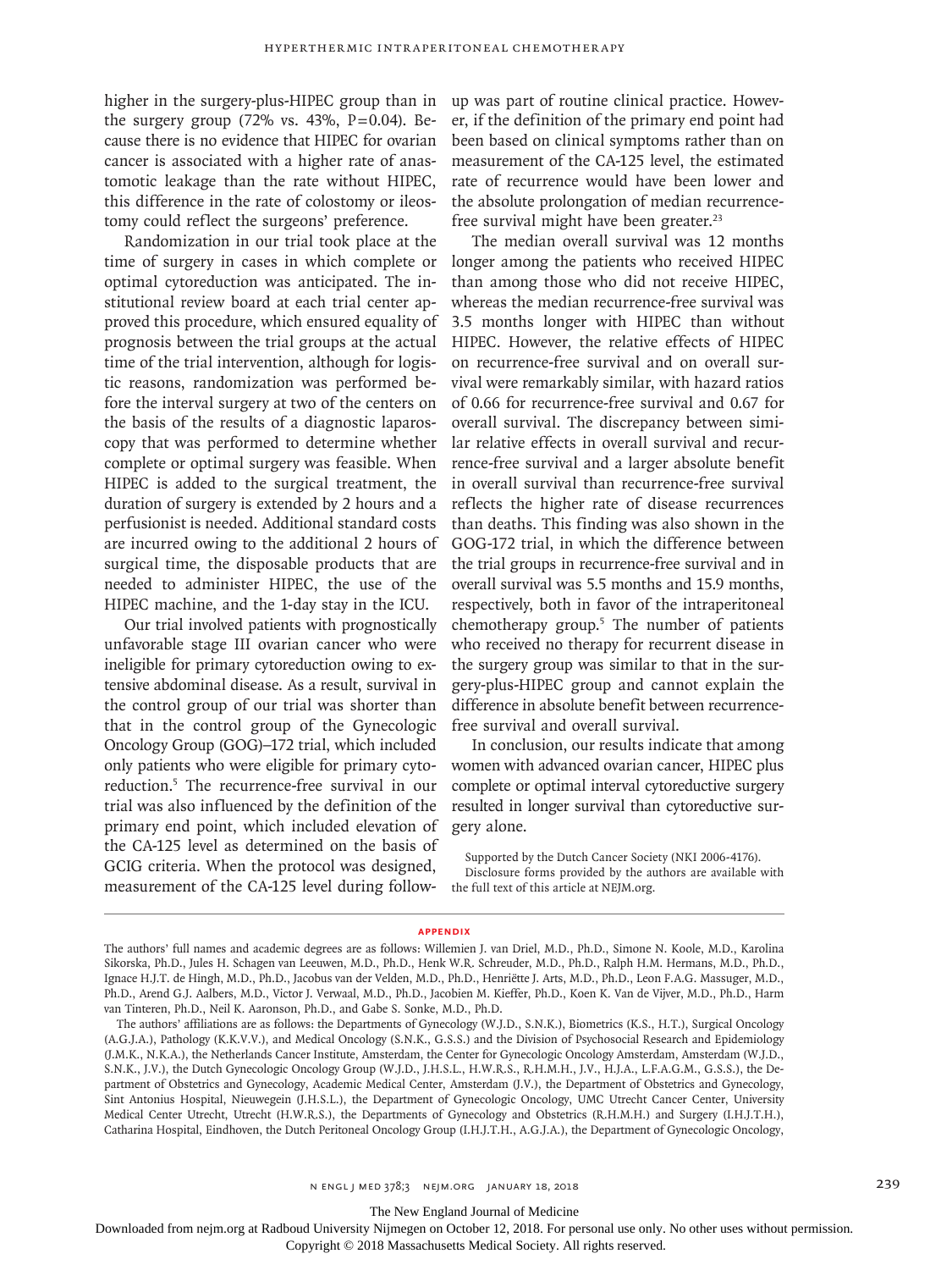higher in the surgery-plus-HIPEC group than in the surgery group (72% vs. 43%, P=0.04). Because there is no evidence that HIPEC for ovarian cancer is associated with a higher rate of anastomotic leakage than the rate without HIPEC, this difference in the rate of colostomy or ileostomy could reflect the surgeons' preference.

Randomization in our trial took place at the time of surgery in cases in which complete or optimal cytoreduction was anticipated. The institutional review board at each trial center approved this procedure, which ensured equality of prognosis between the trial groups at the actual time of the trial intervention, although for logistic reasons, randomization was performed before the interval surgery at two of the centers on the basis of the results of a diagnostic laparoscopy that was performed to determine whether complete or optimal surgery was feasible. When HIPEC is added to the surgical treatment, the duration of surgery is extended by 2 hours and a perfusionist is needed. Additional standard costs are incurred owing to the additional 2 hours of surgical time, the disposable products that are needed to administer HIPEC, the use of the HIPEC machine, and the 1-day stay in the ICU.

Our trial involved patients with prognostically unfavorable stage III ovarian cancer who were ineligible for primary cytoreduction owing to extensive abdominal disease. As a result, survival in the control group of our trial was shorter than that in the control group of the Gynecologic Oncology Group (GOG)–172 trial, which included only patients who were eligible for primary cytoreduction.[5] The recurrence-free survival in our trial was also influenced by the definition of the primary end point, which included elevation of the CA-125 level as determined on the basis of GCIG criteria. When the protocol was designed, measurement of the CA-125 level during follow-up was part of routine clinical practice. However, if the definition of the primary end point had been based on clinical symptoms rather than on measurement of the CA-125 level, the estimated rate of recurrence would have been lower and the absolute prolongation of median recurrence-free survival might have been greater.[23]

The median overall survival was 12 months longer among the patients who received HIPEC than among those who did not receive HIPEC, whereas the median recurrence-free survival was 3.5 months longer with HIPEC than without HIPEC. However, the relative effects of HIPEC on recurrence-free survival and on overall survival were remarkably similar, with hazard ratios of 0.66 for recurrence-free survival and 0.67 for overall survival. The discrepancy between similar relative effects in overall survival and recurrence-free survival and a larger absolute benefit in overall survival than recurrence-free survival reflects the higher rate of disease recurrences than deaths. This finding was also shown in the GOG-172 trial, in which the difference between the trial groups in recurrence-free survival and in overall survival was 5.5 months and 15.9 months, respectively, both in favor of the intraperitoneal chemotherapy group.[5] The number of patients who received no therapy for recurrent disease in the surgery group was similar to that in the surgery-plus-HIPEC group and cannot explain the difference in absolute benefit between recurrence-free survival and overall survival.

In conclusion, our results indicate that among women with advanced ovarian cancer, HIPEC plus complete or optimal interval cytoreductive surgery resulted in longer survival than cytoreductive surgery alone.

Supported by the Dutch Cancer Society (NKI 2006-4176).

Disclosure forms provided by the authors are available with the full text of this article at NEJM.org.

## Appendix

The authors' full names and academic degrees are as follows: Willemien J. van Driel, M.D., Ph.D., Simone N. Koole, M.D., Karolina Sikorska, Ph.D., Jules H. Schagen van Leeuwen, M.D., Ph.D., Henk W.R. Schreuder, M.D., Ph.D., Ralph H.M. Hermans, M.D., Ph.D., Ignace H.J.T. de Hingh, M.D., Ph.D., Jacobus van der Velden, M.D., Ph.D., Henriëtte J. Arts, M.D., Ph.D., Leon F.A.G. Massuger, M.D., Ph.D., Arend G.J. Aalbers, M.D., Victor J. Verwaal, M.D., Ph.D., Jacobien M. Kieffer, Ph.D., Koen K. Van de Vijver, M.D., Ph.D., Harm van Tinteren, Ph.D., Neil K. Aaronson, Ph.D., and Gabe S. Sonke, M.D., Ph.D.

The authors' affiliations are as follows: the Departments of Gynecology (W.J.D., S.N.K.), Biometrics (K.S., H.T.), Surgical Oncology (A.G.J.A.), Pathology (K.K.V.V.), and Medical Oncology (S.N.K., G.S.S.) and the Division of Psychosocial Research and Epidemiology (J.M.K., N.K.A.), the Netherlands Cancer Institute, Amsterdam, the Center for Gynecologic Oncology Amsterdam, Amsterdam (W.J.D., S.N.K., J.V.), the Dutch Gynecologic Oncology Group (W.J.D., J.H.S.L., H.W.R.S., R.H.M.H., J.V., H.J.A., L.F.A.G.M., G.S.S.), the Department of Obstetrics and Gynecology, Academic Medical Center, Amsterdam (J.V.), the Department of Obstetrics and Gynecology, Sint Antonius Hospital, Nieuwegein (J.H.S.L.), the Department of Gynecologic Oncology, UMC Utrecht Cancer Center, University Medical Center Utrecht, Utrecht (H.W.R.S.), the Departments of Gynecology and Obstetrics (R.H.M.H.) and Surgery (I.H.J.T.H.), Catharina Hospital, Eindhoven, the Dutch Peritoneal Oncology Group (I.H.J.T.H., A.G.J.A.), the Department of Gynecologic Oncology,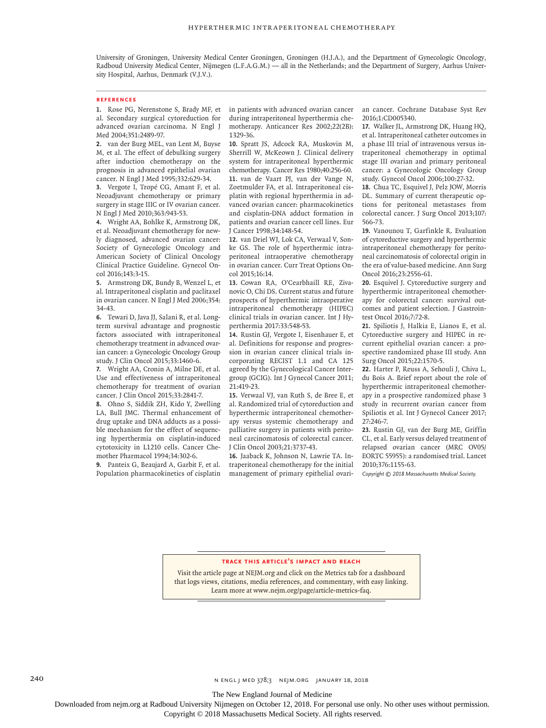University of Groningen, University Medical Center Groningen, Groningen (H.J.A.), and the Department of Gynecologic Oncology, Radboud University Medical Center, Nijmegen (L.F.A.G.M.) — all in the Netherlands; and the Department of Surgery, Aarhus University Hospital, Aarhus, Denmark (V.J.V.).

## References

1. Rose PG, Nerenstone S, Brady MF, et al. Secondary surgical cytoreduction for advanced ovarian carcinoma. N Engl J Med 2004;351:2489-97.
2. van der Burg MEL, van Lent M, Buyse M, et al. The effect of debulking surgery after induction chemotherapy on the prognosis in advanced epithelial ovarian cancer. N Engl J Med 1995;332:629-34.
3. Vergote I, Tropé CG, Amant F, et al. Neoadjuvant chemotherapy or primary surgery in stage IIIC or IV ovarian cancer. N Engl J Med 2010;363:943-53.
4. Wright AA, Bohlke K, Armstrong DK, et al. Neoadjuvant chemotherapy for newly diagnosed, advanced ovarian cancer: Society of Gynecologic Oncology and American Society of Clinical Oncology Clinical Practice Guideline. Gynecol Oncol 2016;143:3-15.
5. Armstrong DK, Bundy B, Wenzel L, et al. Intraperitoneal cisplatin and paclitaxel in ovarian cancer. N Engl J Med 2006;354:34-43.
6. Tewari D, Java JJ, Salani R, et al. Long-term survival advantage and prognostic factors associated with intraperitoneal chemotherapy treatment in advanced ovarian cancer: a Gynecologic Oncology Group study. J Clin Oncol 2015;33:1460-6.
7. Wright AA, Cronin A, Milne DE, et al. Use and effectiveness of intraperitoneal chemotherapy for treatment of ovarian cancer. J Clin Oncol 2015;33:2841-7.
8. Ohno S, Siddik ZH, Kido Y, Zwelling LA, Bull JMC. Thermal enhancement of drug uptake and DNA adducts as a possible mechanism for the effect of sequencing hyperthermia on cisplatin-induced cytotoxicity in L1210 cells. Cancer Chemother Pharmacol 1994;34:302-6.
9. Panteix G, Beaujard A, Garbit F, et al. Population pharmacokinetics of cisplatin in patients with advanced ovarian cancer during intraperitoneal hyperthermia chemotherapy. Anticancer Res 2002;22(2B):1329-36.
10. Spratt JS, Adcock RA, Muskovin M, Sherrill W, McKeown J. Clinical delivery system for intraperitoneal hyperthermic chemotherapy. Cancer Res 1980;40:256-60.
11. van de Vaart PJ, van der Vange N, Zoetmulder FA, et al. Intraperitoneal cisplatin with regional hyperthermia in advanced ovarian cancer: pharmacokinetics and cisplatin-DNA adduct formation in patients and ovarian cancer cell lines. Eur J Cancer 1998;34:148-54.
12. van Driel WJ, Lok CA, Verwaal V, Sonke GS. The role of hyperthermic intraperitoneal intraoperative chemotherapy in ovarian cancer. Curr Treat Options Oncol 2015;16:14.
13. Cowan RA, O'Cearbhaill RE, Zivanovic O, Chi DS. Current status and future prospects of hyperthermic intraoperative intraperitoneal chemotherapy (HIPEC) clinical trials in ovarian cancer. Int J Hyperthermia 2017:33:548-53.
14. Rustin GJ, Vergote I, Eisenhauer E, et al. Definitions for response and progression in ovarian cancer clinical trials incorporating RECIST 1.1 and CA 125 agreed by the Gynecological Cancer Intergroup (GCIG). Int J Gynecol Cancer 2011;21:419-23.
15. Verwaal VJ, van Ruth S, de Bree E, et al. Randomized trial of cytoreduction and hyperthermic intraperitoneal chemotherapy versus systemic chemotherapy and palliative surgery in patients with peritoneal carcinomatosis of colorectal cancer. J Clin Oncol 2003;21:3737-43.
16. Jaaback K, Johnson N, Lawrie TA. Intraperitoneal chemotherapy for the initial management of primary epithelial ovarian cancer. Cochrane Database Syst Rev 2016;1:CD005340.
17. Walker JL, Armstrong DK, Huang HQ, et al. Intraperitoneal catheter outcomes in a phase III trial of intravenous versus intraperitoneal chemotherapy in optimal stage III ovarian and primary peritoneal cancer: a Gynecologic Oncology Group study. Gynecol Oncol 2006;100:27-32.
18. Chua TC, Esquivel J, Pelz JOW, Morris DL. Summary of current therapeutic options for peritoneal metastases from colorectal cancer. J Surg Oncol 2013;107:566-73.
19. Vanounou T, Garfinkle R. Evaluation of cytoreductive surgery and hyperthermic intraperitoneal chemotherapy for peritoneal carcinomatosis of colorectal origin in the era of value-based medicine. Ann Surg Oncol 2016;23:2556-61.
20. Esquivel J. Cytoreductive surgery and hyperthermic intraperitoneal chemotherapy for colorectal cancer: survival outcomes and patient selection. J Gastrointest Oncol 2016;7:72-8.
21. Spiliotis J, Halkia E, Lianos E, et al. Cytoreductive surgery and HIPEC in recurrent epithelial ovarian cancer: a prospective randomized phase III study. Ann Surg Oncol 2015;22:1570-5.
22. Harter P, Reuss A, Sehouli J, Chiva L, du Bois A. Brief report about the role of hyperthermic intraperitoneal chemotherapy in a prospective randomized phase 3 study in recurrent ovarian cancer from Spiliotis et al. Int J Gynecol Cancer 2017;27:246-7.
23. Rustin GJ, van der Burg ME, Griffin CL, et al. Early versus delayed treatment of relapsed ovarian cancer (MRC OV05/EORTC 55955): a randomised trial. Lancet 2010;376:1155-63.

*Copyright © 2018 Massachusetts Medical Society.*

**Track this article's impact and reach**

Visit the article page at NEJM.org and click on the Metrics tab for a dashboard that logs views, citations, media references, and commentary, with easy linking. Learn more at www.nejm.org/page/article-metrics-faq.